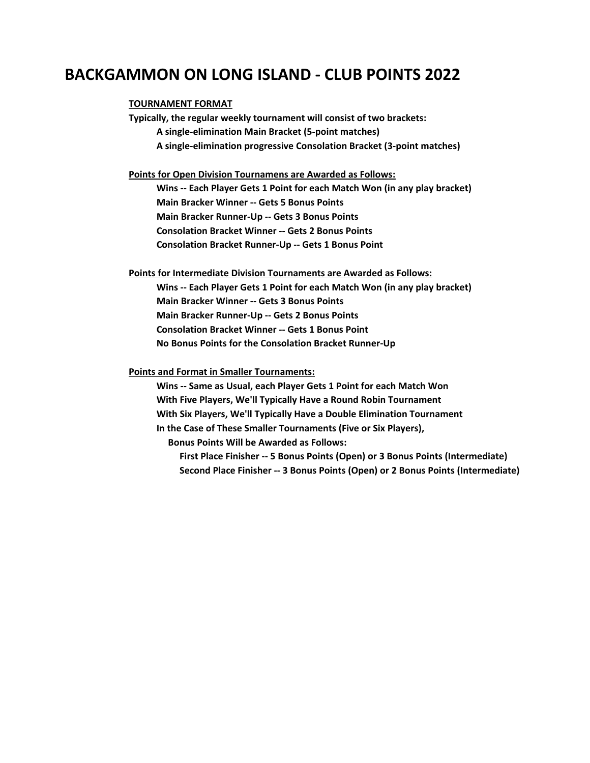# BACKGAMMON ON LONG ISLAND - CLUB POINTS 2022

**TOURNAMENT FORMAT**

**Typically, the regular weekly tournament will consist of two brackets:**

- **A single-elimination Main Bracket (5-point matches)**
- **A single-elimination progressive Consolation Bracket (3-point matches)**

**Points for Open Division Tournamens are Awarded as Follows:**

- **Wins -- Each Player Gets 1 Point for each Match Won (in any play bracket)**
- **Main Bracker Winner -- Gets 5 Bonus Points**
- **Main Bracker Runner-Up -- Gets 3 Bonus Points**
- **Consolation Bracket Winner -- Gets 2 Bonus Points**
- **Consolation Bracket Runner-Up -- Gets 1 Bonus Point**

**Points for Intermediate Division Tournaments are Awarded as Follows:**

- **Wins -- Each Player Gets 1 Point for each Match Won (in any play bracket)**
- **Main Bracker Winner -- Gets 3 Bonus Points**
- **Main Bracker Runner-Up -- Gets 2 Bonus Points**
- **Consolation Bracket Winner -- Gets 1 Bonus Point**
- **No Bonus Points for the Consolation Bracket Runner-Up**

**Points and Format in Smaller Tournaments:**

- **Wins -- Same as Usual, each Player Gets 1 Point for each Match Won**
- **With Five Players, We'll Typically Have a Round Robin Tournament**
- **With Six Players, We'll Typically Have a Double Elimination Tournament**
- **In the Case of These Smaller Tournaments (Five or Six Players),**
  - **Bonus Points Will be Awarded as Follows:**
    - **First Place Finisher -- 5 Bonus Points (Open) or 3 Bonus Points (Intermediate)**
    - **Second Place Finisher -- 3 Bonus Points (Open) or 2 Bonus Points (Intermediate)**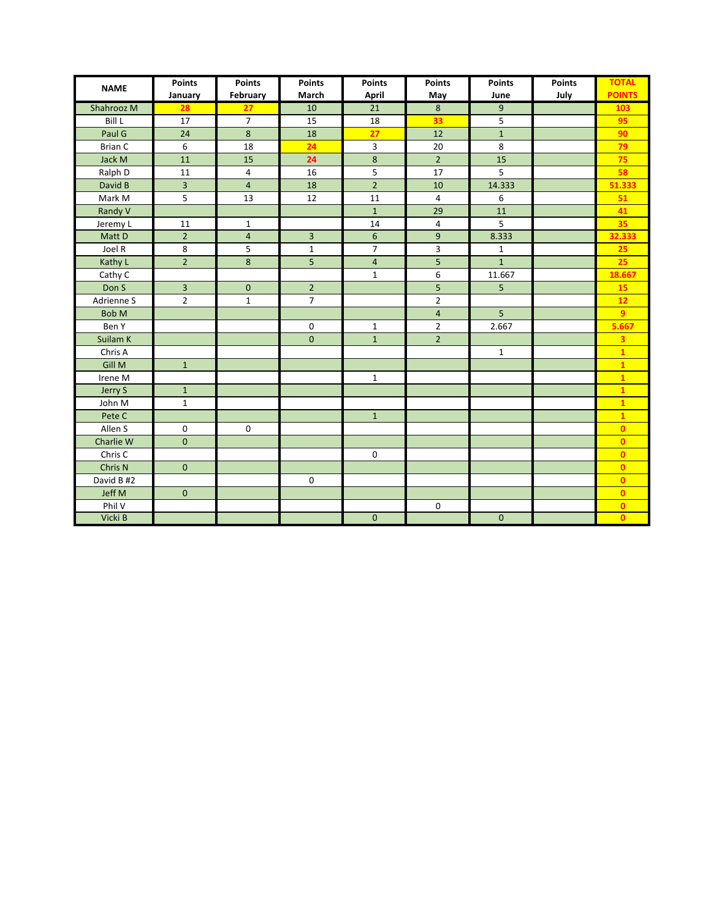| NAME | Points January | Points February | Points March | Points April | Points May | Points June | Points July | TOTAL POINTS |
|---|---|---|---|---|---|---|---|---|
| Shahrooz M | **28** | **27** | 10 | 21 | 8 | 9 | | **103** |
| Bill L | 17 | 7 | 15 | 18 | **33** | 5 | | **95** |
| Paul G | 24 | 8 | 18 | **27** | 12 | 1 | | **90** |
| Brian C | 6 | 18 | **24** | 3 | 20 | 8 | | **79** |
| Jack M | 11 | 15 | **24** | 8 | 2 | 15 | | **75** |
| Ralph D | 11 | 4 | 16 | 5 | 17 | 5 | | **58** |
| David B | 3 | 4 | 18 | 2 | 10 | 14.333 | | **51.333** |
| Mark M | 5 | 13 | 12 | 11 | 4 | 6 | | **51** |
| Randy V | | | | 1 | 29 | 11 | | **41** |
| Jeremy L | 11 | 1 | | 14 | 4 | 5 | | **35** |
| Matt D | 2 | 4 | 3 | 6 | 9 | 8.333 | | **32.333** |
| Joel R | 8 | 5 | 1 | 7 | 3 | 1 | | **25** |
| Kathy L | 2 | 8 | 5 | 4 | 5 | 1 | | **25** |
| Cathy C | | | | 1 | 6 | 11.667 | | **18.667** |
| Don S | 3 | 0 | 2 | | 5 | 5 | | **15** |
| Adrienne S | 2 | 1 | 7 | | 2 | | | **12** |
| Bob M | | | | | 4 | 5 | | **9** |
| Ben Y | | | 0 | 1 | 2 | 2.667 | | **5.667** |
| Suilam K | | | 0 | 1 | 2 | | | **3** |
| Chris A | | | | | | 1 | | **1** |
| Gill M | 1 | | | | | | | **1** |
| Irene M | | | | 1 | | | | **1** |
| Jerry S | 1 | | | | | | | **1** |
| John M | 1 | | | | | | | **1** |
| Pete C | | | | 1 | | | | **1** |
| Allen S | 0 | 0 | | | | | | **0** |
| Charlie W | 0 | | | | | | | **0** |
| Chris C | | | | 0 | | | | **0** |
| Chris N | 0 | | | | | | | **0** |
| David B #2 | | | 0 | | | | | **0** |
| Jeff M | 0 | | | | | | | **0** |
| Phil V | | | | | 0 | | | **0** |
| Vicki B | | | | 0 | | 0 | | **0** |